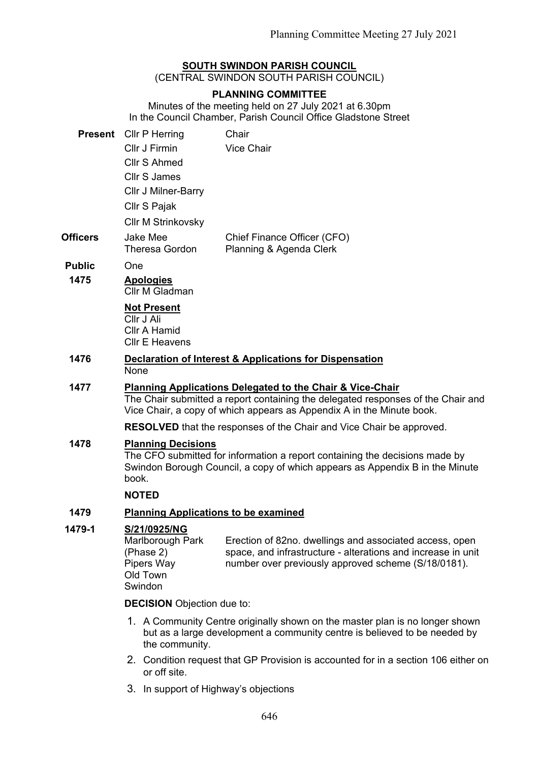# SOUTH SWINDON PARISH COUNCIL

(CENTRAL SWINDON SOUTH PARISH COUNCIL)

## PLANNING COMMITTEE

Minutes of the meeting held on 27 July 2021 at 6.30pm
In the Council Chamber, Parish Council Office Gladstone Street

| | | |
|---|---|---|
| **Present** | Cllr P Herring | Chair |
| | Cllr J Firmin | Vice Chair |
| | Cllr S Ahmed | |
| | Cllr S James | |
| | Cllr J Milner-Barry | |
| | Cllr S Pajak | |
| | Cllr M Strinkovsky | |
| **Officers** | Jake Mee | Chief Finance Officer (CFO) |
| | Theresa Gordon | Planning & Agenda Clerk |
| **Public** | One | |

**1475** **Apologies**

Cllr M Gladman

**Not Present**

Cllr J Ali
Cllr A Hamid
Cllr E Heavens

**1476** **Declaration of Interest & Applications for Dispensation**

None

**1477** **Planning Applications Delegated to the Chair & Vice-Chair**

The Chair submitted a report containing the delegated responses of the Chair and Vice Chair, a copy of which appears as Appendix A in the Minute book.

**RESOLVED** that the responses of the Chair and Vice Chair be approved.

**1478** **Planning Decisions**

The CFO submitted for information a report containing the decisions made by Swindon Borough Council, a copy of which appears as Appendix B in the Minute book.

**NOTED**

**1479** **Planning Applications to be examined**

**1479-1** **S/21/0925/NG**

Marlborough Park (Phase 2)
Pipers Way
Old Town
Swindon

Erection of 82no. dwellings and associated access, open space, and infrastructure - alterations and increase in unit number over previously approved scheme (S/18/0181).

**DECISION** Objection due to:

1. A Community Centre originally shown on the master plan is no longer shown but as a large development a community centre is believed to be needed by the community.
2. Condition request that GP Provision is accounted for in a section 106 either on or off site.
3. In support of Highway's objections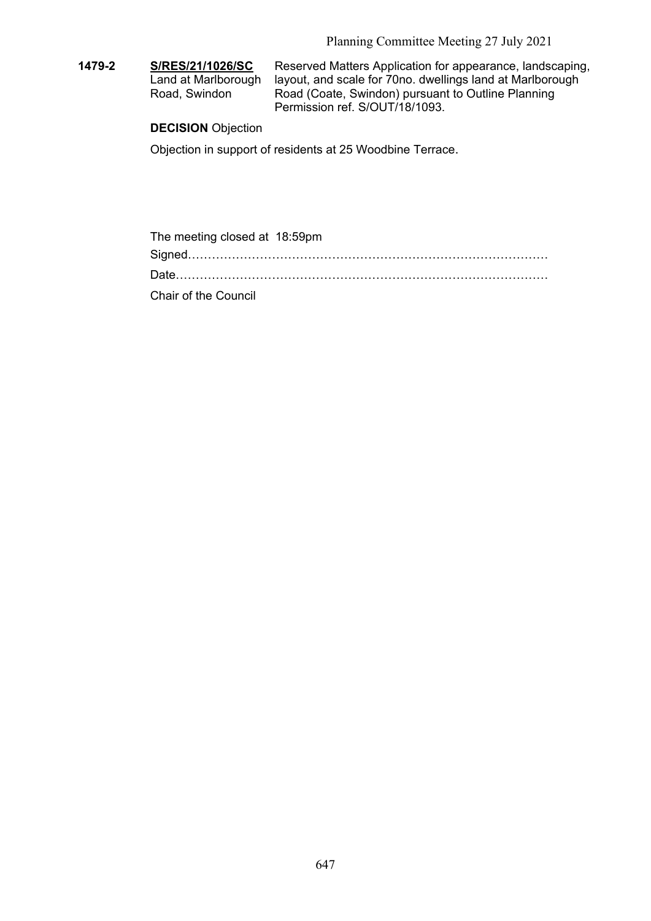| | | |
|---|---|---|
| **1479-2** | **S/RES/21/1026/SC**<br>Land at Marlborough Road, Swindon | Reserved Matters Application for appearance, landscaping, layout, and scale for 70no. dwellings land at Marlborough Road (Coate, Swindon) pursuant to Outline Planning Permission ref. S/OUT/18/1093. |

**DECISION** Objection

Objection in support of residents at 25 Woodbine Terrace.

The meeting closed at 18:59pm

Signed………………………………………………………………………………

Date…………………………………………………………………………………

Chair of the Council